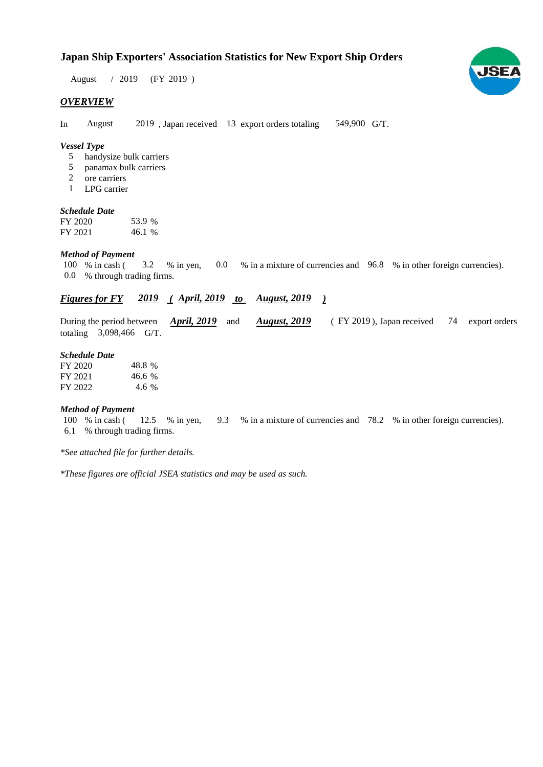# Japan Ship Exporters' Association Statistics for New Export Ship Orders

August / 2019 (FY 2019 )

## *OVERVIEW*

In August 2019 , Japan received 13 export orders totaling 549,900 G/T.

### *Vessel Type*

5 handysize bulk carriers
5 panamax bulk carriers
2 ore carriers
1 LPG carrier

### *Schedule Date*

| | |
|---|---|
| FY 2020 | 53.9 % |
| FY 2021 | 46.1 % |

### *Method of Payment*

100 % in cash ( 3.2 % in yen, 0.0 % in a mixture of currencies and 96.8 % in other foreign currencies).
0.0 % through trading firms.

## *Figures for FY 2019 ( April, 2019 to August, 2019 )*

During the period between *April, 2019* and *August, 2019* ( FY 2019 ), Japan received 74 export orders totaling 3,098,466 G/T.

### *Schedule Date*

| | |
|---|---|
| FY 2020 | 48.8 % |
| FY 2021 | 46.6 % |
| FY 2022 | 4.6 % |

### *Method of Payment*

100 % in cash ( 12.5 % in yen, 9.3 % in a mixture of currencies and 78.2 % in other foreign currencies).
6.1 % through trading firms.

*\*See attached file for further details.*

*\*These figures are official JSEA statistics and may be used as such.*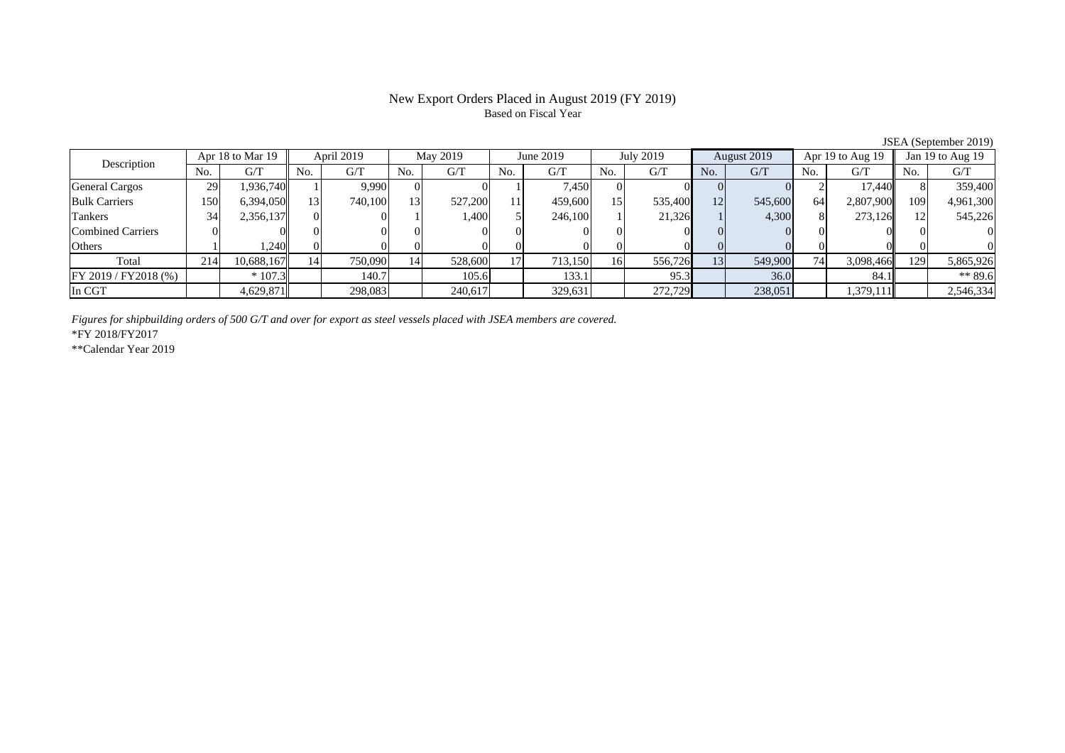# New Export Orders Placed in August 2019 (FY 2019)

Based on Fiscal Year

JSEA (September 2019)

| Description | Apr 18 to Mar 19 | | April 2019 | | May 2019 | | June 2019 | | July 2019 | | August 2019 | | Apr 19 to Aug 19 | | Jan 19 to Aug 19 | |
|---|---|---|---|---|---|---|---|---|---|---|---|---|---|---|---|---|
| | No. | G/T | No. | G/T | No. | G/T | No. | G/T | No. | G/T | No. | G/T | No. | G/T | No. | G/T |
| General Cargos | 29 | 1,936,740 | 1 | 9,990 | 0 | 0 | 1 | 7,450 | 0 | 0 | 0 | 0 | 2 | 17,440 | 8 | 359,400 |
| Bulk Carriers | 150 | 6,394,050 | 13 | 740,100 | 13 | 527,200 | 11 | 459,600 | 15 | 535,400 | 12 | 545,600 | 64 | 2,807,900 | 109 | 4,961,300 |
| Tankers | 34 | 2,356,137 | 0 | 0 | 1 | 1,400 | 5 | 246,100 | 1 | 21,326 | 1 | 4,300 | 8 | 273,126 | 12 | 545,226 |
| Combined Carriers | 0 | 0 | 0 | 0 | 0 | 0 | 0 | 0 | 0 | 0 | 0 | 0 | 0 | 0 | 0 | 0 |
| Others | 1 | 1,240 | 0 | 0 | 0 | 0 | 0 | 0 | 0 | 0 | 0 | 0 | 0 | 0 | 0 | 0 |
| Total | 214 | 10,688,167 | 14 | 750,090 | 14 | 528,600 | 17 | 713,150 | 16 | 556,726 | 13 | 549,900 | 74 | 3,098,466 | 129 | 5,865,926 |
| FY 2019 / FY2018 (%) | | * 107.3 | | 140.7 | | 105.6 | | 133.1 | | 95.3 | | 36.0 | | 84.1 | | ** 89.6 |
| In CGT | | 4,629,871 | | 298,083 | | 240,617 | | 329,631 | | 272,729 | | 238,051 | | 1,379,111 | | 2,546,334 |

*Figures for shipbuilding orders of 500 G/T and over for export as steel vessels placed with JSEA members are covered.*

*FY 2018/FY2017

**Calendar Year 2019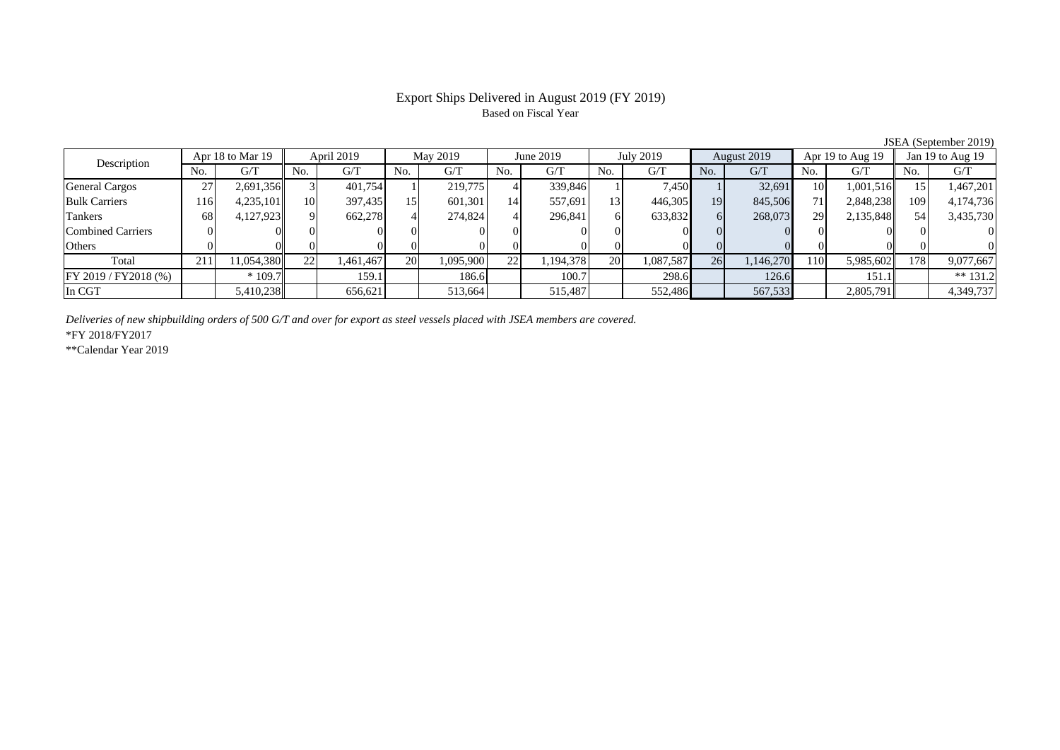# Export Ships Delivered in August 2019 (FY 2019)

Based on Fiscal Year

JSEA (September 2019)

| Description | Apr 18 to Mar 19 | | April 2019 | | May 2019 | | June 2019 | | July 2019 | | August 2019 | | Apr 19 to Aug 19 | | Jan 19 to Aug 19 | |
|---|---|---|---|---|---|---|---|---|---|---|---|---|---|---|---|---|
| | No. | G/T | No. | G/T | No. | G/T | No. | G/T | No. | G/T | No. | G/T | No. | G/T | No. | G/T |
| General Cargos | 27 | 2,691,356 | 3 | 401,754 | 1 | 219,775 | 4 | 339,846 | 1 | 7,450 | 1 | 32,691 | 10 | 1,001,516 | 15 | 1,467,201 |
| Bulk Carriers | 116 | 4,235,101 | 10 | 397,435 | 15 | 601,301 | 14 | 557,691 | 13 | 446,305 | 19 | 845,506 | 71 | 2,848,238 | 109 | 4,174,736 |
| Tankers | 68 | 4,127,923 | 9 | 662,278 | 4 | 274,824 | 4 | 296,841 | 6 | 633,832 | 6 | 268,073 | 29 | 2,135,848 | 54 | 3,435,730 |
| Combined Carriers | 0 | 0 | 0 | 0 | 0 | 0 | 0 | 0 | 0 | 0 | 0 | 0 | 0 | 0 | 0 | 0 |
| Others | 0 | 0 | 0 | 0 | 0 | 0 | 0 | 0 | 0 | 0 | 0 | 0 | 0 | 0 | 0 | 0 |
| Total | 211 | 11,054,380 | 22 | 1,461,467 | 20 | 1,095,900 | 22 | 1,194,378 | 20 | 1,087,587 | 26 | 1,146,270 | 110 | 5,985,602 | 178 | 9,077,667 |
| FY 2019 / FY2018 (%) | | * 109.7 | | 159.1 | | 186.6 | | 100.7 | | 298.6 | | 126.6 | | 151.1 | | ** 131.2 |
| In CGT | | 5,410,238 | | 656,621 | | 513,664 | | 515,487 | | 552,486 | | 567,533 | | 2,805,791 | | 4,349,737 |

*Deliveries of new shipbuilding orders of 500 G/T and over for export as steel vessels placed with JSEA members are covered.*

*FY 2018/FY2017

**Calendar Year 2019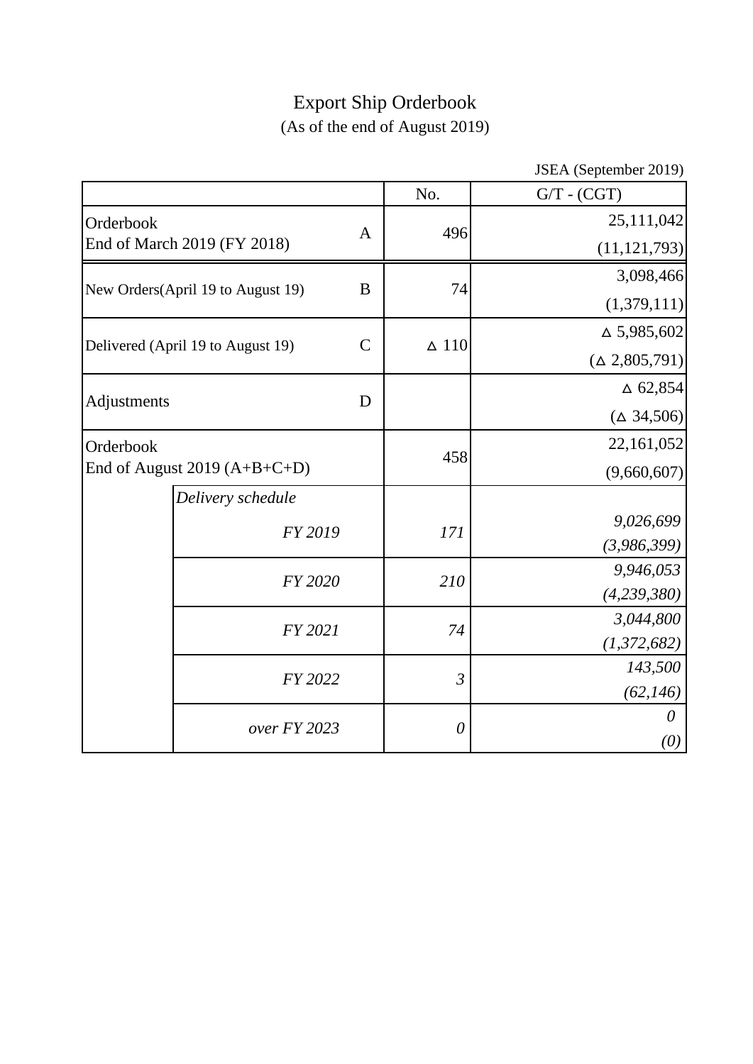# Export Ship Orderbook

(As of the end of August 2019)

JSEA (September 2019)

| | | | No. | G/T - (CGT) |
|---|---|---|---|---|
| Orderbook<br>End of March 2019 (FY 2018) | | A | 496 | 25,111,042<br>(11,121,793) |
| New Orders(April 19 to August 19) | | B | 74 | 3,098,466<br>(1,379,111) |
| Delivered (April 19 to August 19) | | C | ∆ 110 | ∆ 5,985,602<br>(∆ 2,805,791) |
| Adjustments | | D | | ∆ 62,854<br>(∆ 34,506) |
| Orderbook<br>End of August 2019 (A+B+C+D) | | | 458 | 22,161,052<br>(9,660,607) |
| | *Delivery schedule*<br>*FY 2019* | | *171* | *9,026,699*<br>*(3,986,399)* |
| | *FY 2020* | | *210* | *9,946,053*<br>*(4,239,380)* |
| | *FY 2021* | | *74* | *3,044,800*<br>*(1,372,682)* |
| | *FY 2022* | | *3* | *143,500*<br>*(62,146)* |
| | *over FY 2023* | | *0* | *0*<br>*(0)* |